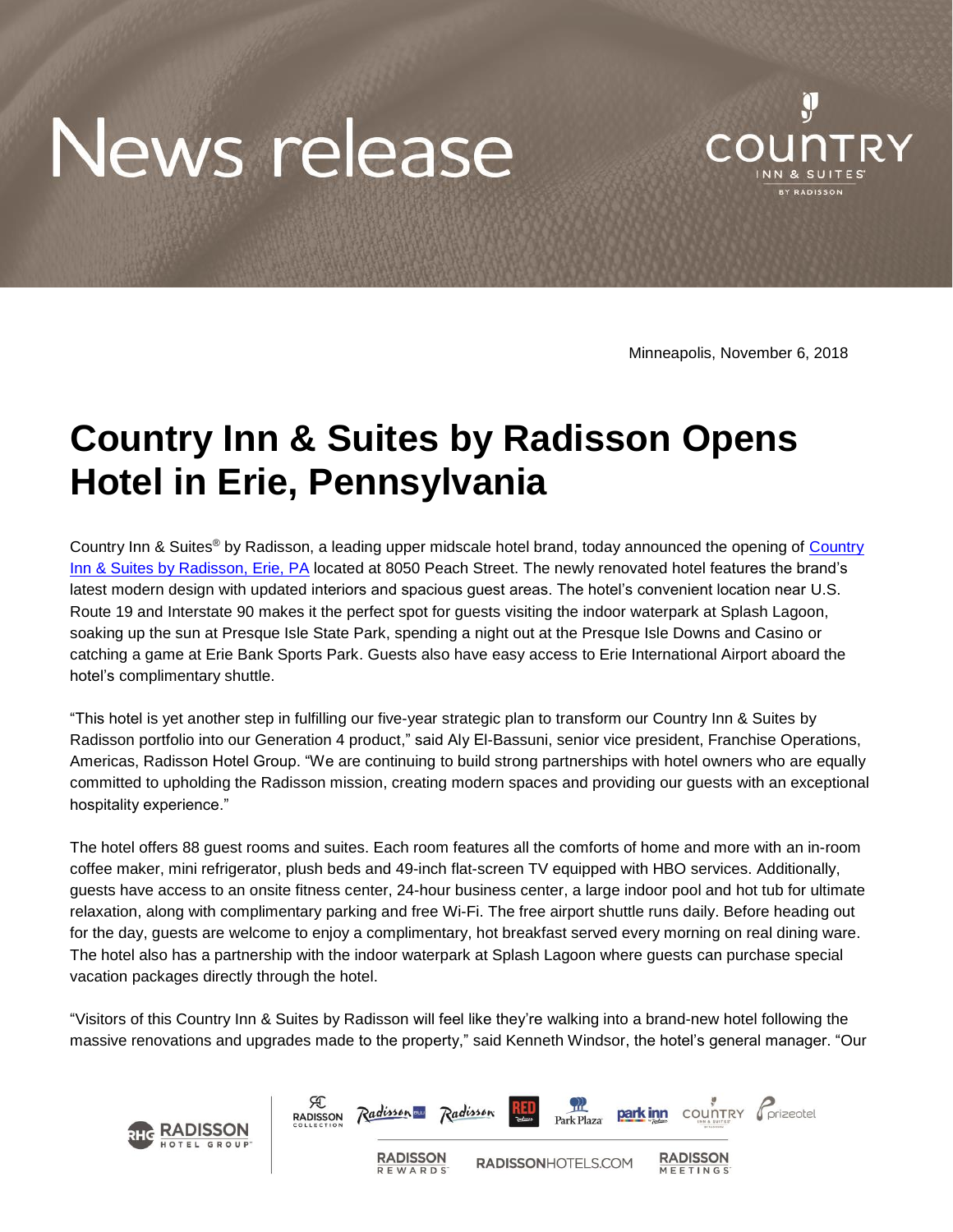# News release

Minneapolis, November 6, 2018

# Country Inn & Suites by Radisson Opens Hotel in Erie, Pennsylvania

Country Inn & Suites® by Radisson, a leading upper midscale hotel brand, today announced the opening of Country Inn & Suites by Radisson, Erie, PA located at 8050 Peach Street. The newly renovated hotel features the brand's latest modern design with updated interiors and spacious guest areas. The hotel's convenient location near U.S. Route 19 and Interstate 90 makes it the perfect spot for guests visiting the indoor waterpark at Splash Lagoon, soaking up the sun at Presque Isle State Park, spending a night out at the Presque Isle Downs and Casino or catching a game at Erie Bank Sports Park. Guests also have easy access to Erie International Airport aboard the hotel's complimentary shuttle.

"This hotel is yet another step in fulfilling our five-year strategic plan to transform our Country Inn & Suites by Radisson portfolio into our Generation 4 product," said Aly El-Bassuni, senior vice president, Franchise Operations, Americas, Radisson Hotel Group. "We are continuing to build strong partnerships with hotel owners who are equally committed to upholding the Radisson mission, creating modern spaces and providing our guests with an exceptional hospitality experience."

The hotel offers 88 guest rooms and suites. Each room features all the comforts of home and more with an in-room coffee maker, mini refrigerator, plush beds and 49-inch flat-screen TV equipped with HBO services. Additionally, guests have access to an onsite fitness center, 24-hour business center, a large indoor pool and hot tub for ultimate relaxation, along with complimentary parking and free Wi-Fi. The free airport shuttle runs daily. Before heading out for the day, guests are welcome to enjoy a complimentary, hot breakfast served every morning on real dining ware. The hotel also has a partnership with the indoor waterpark at Splash Lagoon where guests can purchase special vacation packages directly through the hotel.

"Visitors of this Country Inn & Suites by Radisson will feel like they're walking into a brand-new hotel following the massive renovations and upgrades made to the property," said Kenneth Windsor, the hotel's general manager. "Our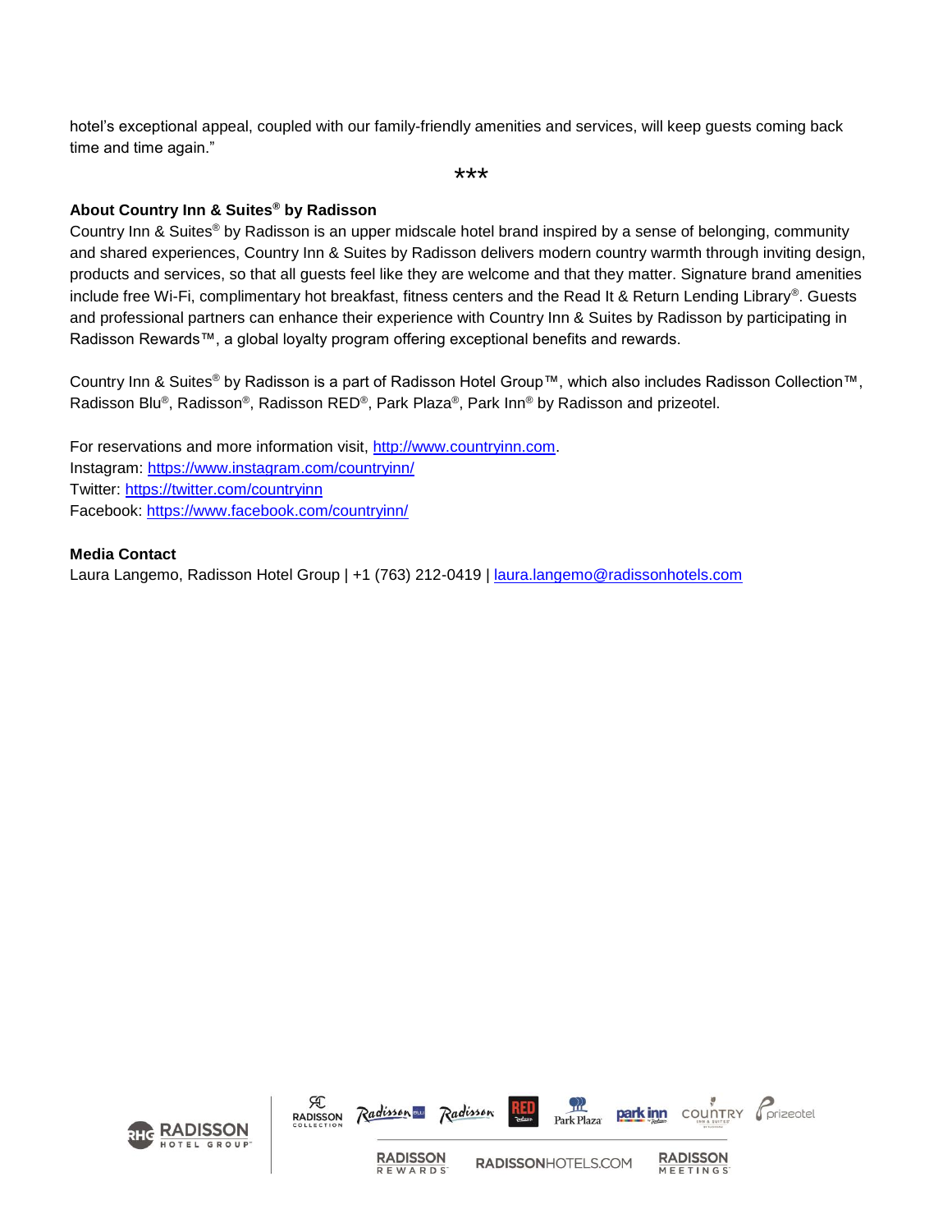hotel's exceptional appeal, coupled with our family-friendly amenities and services, will keep guests coming back time and time again."

***

**About Country Inn & Suites® by Radisson**

Country Inn & Suites® by Radisson is an upper midscale hotel brand inspired by a sense of belonging, community and shared experiences, Country Inn & Suites by Radisson delivers modern country warmth through inviting design, products and services, so that all guests feel like they are welcome and that they matter. Signature brand amenities include free Wi-Fi, complimentary hot breakfast, fitness centers and the Read It & Return Lending Library®. Guests and professional partners can enhance their experience with Country Inn & Suites by Radisson by participating in Radisson Rewards™, a global loyalty program offering exceptional benefits and rewards.

Country Inn & Suites® by Radisson is a part of Radisson Hotel Group™, which also includes Radisson Collection™, Radisson Blu®, Radisson®, Radisson RED®, Park Plaza®, Park Inn® by Radisson and prizeotel.

For reservations and more information visit, http://www.countryinn.com.
Instagram: https://www.instagram.com/countryinn/
Twitter: https://twitter.com/countryinn
Facebook: https://www.facebook.com/countryinn/

**Media Contact**

Laura Langemo, Radisson Hotel Group | +1 (763) 212-0419 | laura.langemo@radissonhotels.com